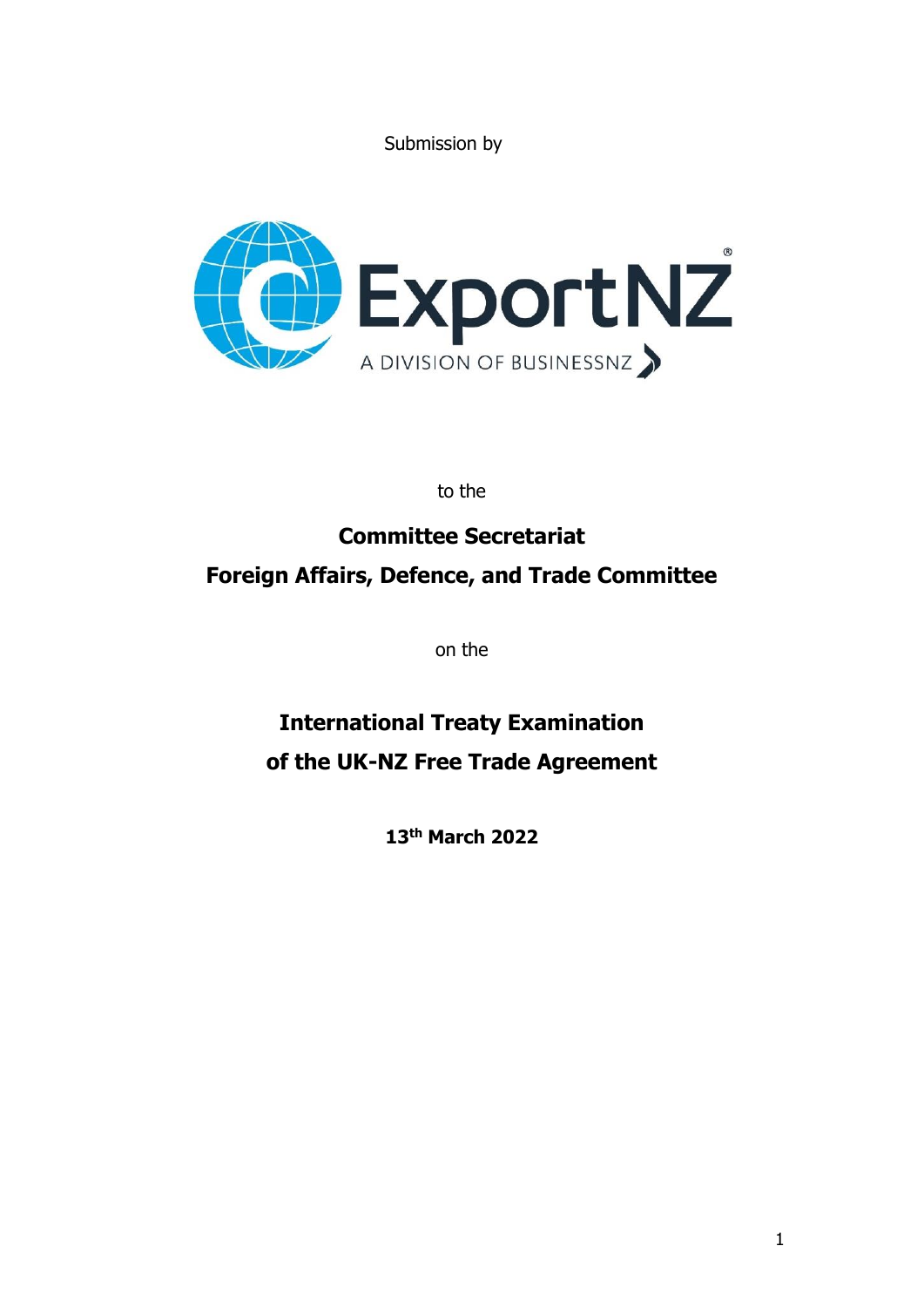Submission by

ExportNZ

A DIVISION OF BUSINESSNZ

to the

**Committee Secretariat**

**Foreign Affairs, Defence, and Trade Committee**

on the

# International Treaty Examination of the UK-NZ Free Trade Agreement

**13th March 2022**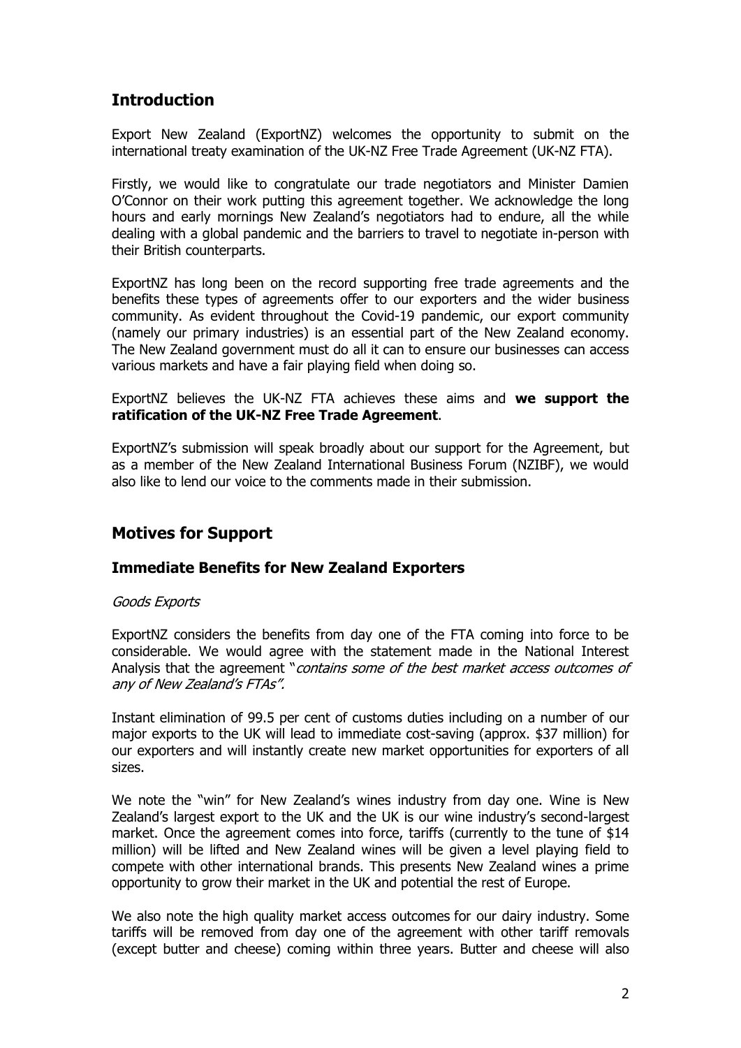## Introduction

Export New Zealand (ExportNZ) welcomes the opportunity to submit on the international treaty examination of the UK-NZ Free Trade Agreement (UK-NZ FTA).

Firstly, we would like to congratulate our trade negotiators and Minister Damien O'Connor on their work putting this agreement together. We acknowledge the long hours and early mornings New Zealand's negotiators had to endure, all the while dealing with a global pandemic and the barriers to travel to negotiate in-person with their British counterparts.

ExportNZ has long been on the record supporting free trade agreements and the benefits these types of agreements offer to our exporters and the wider business community. As evident throughout the Covid-19 pandemic, our export community (namely our primary industries) is an essential part of the New Zealand economy. The New Zealand government must do all it can to ensure our businesses can access various markets and have a fair playing field when doing so.

ExportNZ believes the UK-NZ FTA achieves these aims and **we support the ratification of the UK-NZ Free Trade Agreement**.

ExportNZ's submission will speak broadly about our support for the Agreement, but as a member of the New Zealand International Business Forum (NZIBF), we would also like to lend our voice to the comments made in their submission.

## Motives for Support

### Immediate Benefits for New Zealand Exporters

*Goods Exports*

ExportNZ considers the benefits from day one of the FTA coming into force to be considerable. We would agree with the statement made in the National Interest Analysis that the agreement "*contains some of the best market access outcomes of any of New Zealand's FTAs".*

Instant elimination of 99.5 per cent of customs duties including on a number of our major exports to the UK will lead to immediate cost-saving (approx. $37 million) for our exporters and will instantly create new market opportunities for exporters of all sizes.

We note the "win" for New Zealand's wines industry from day one. Wine is New Zealand's largest export to the UK and the UK is our wine industry's second-largest market. Once the agreement comes into force, tariffs (currently to the tune of $14 million) will be lifted and New Zealand wines will be given a level playing field to compete with other international brands. This presents New Zealand wines a prime opportunity to grow their market in the UK and potential the rest of Europe.

We also note the high quality market access outcomes for our dairy industry. Some tariffs will be removed from day one of the agreement with other tariff removals (except butter and cheese) coming within three years. Butter and cheese will also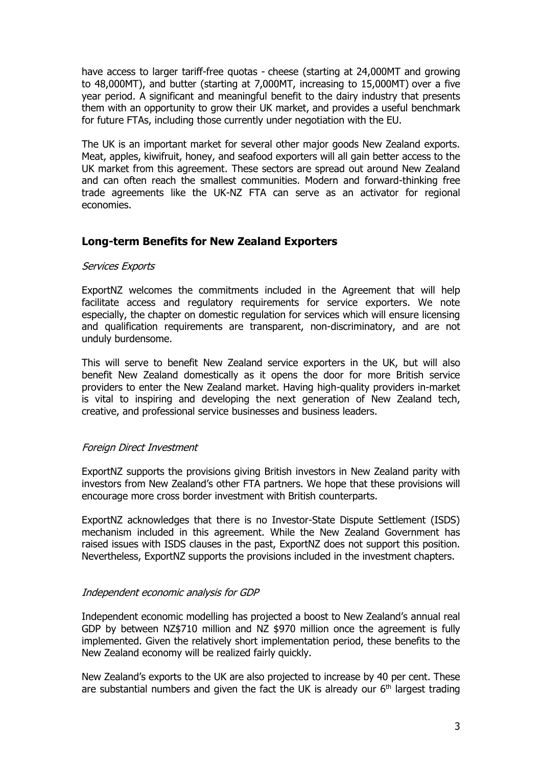have access to larger tariff-free quotas - cheese (starting at 24,000MT and growing to 48,000MT), and butter (starting at 7,000MT, increasing to 15,000MT) over a five year period. A significant and meaningful benefit to the dairy industry that presents them with an opportunity to grow their UK market, and provides a useful benchmark for future FTAs, including those currently under negotiation with the EU.

The UK is an important market for several other major goods New Zealand exports. Meat, apples, kiwifruit, honey, and seafood exporters will all gain better access to the UK market from this agreement. These sectors are spread out around New Zealand and can often reach the smallest communities. Modern and forward-thinking free trade agreements like the UK-NZ FTA can serve as an activator for regional economies.

## Long-term Benefits for New Zealand Exporters

*Services Exports*

ExportNZ welcomes the commitments included in the Agreement that will help facilitate access and regulatory requirements for service exporters. We note especially, the chapter on domestic regulation for services which will ensure licensing and qualification requirements are transparent, non-discriminatory, and are not unduly burdensome.

This will serve to benefit New Zealand service exporters in the UK, but will also benefit New Zealand domestically as it opens the door for more British service providers to enter the New Zealand market. Having high-quality providers in-market is vital to inspiring and developing the next generation of New Zealand tech, creative, and professional service businesses and business leaders.

*Foreign Direct Investment*

ExportNZ supports the provisions giving British investors in New Zealand parity with investors from New Zealand's other FTA partners. We hope that these provisions will encourage more cross border investment with British counterparts.

ExportNZ acknowledges that there is no Investor-State Dispute Settlement (ISDS) mechanism included in this agreement. While the New Zealand Government has raised issues with ISDS clauses in the past, ExportNZ does not support this position. Nevertheless, ExportNZ supports the provisions included in the investment chapters.

*Independent economic analysis for GDP*

Independent economic modelling has projected a boost to New Zealand's annual real GDP by between NZ$710 million and NZ $970 million once the agreement is fully implemented. Given the relatively short implementation period, these benefits to the New Zealand economy will be realized fairly quickly.

New Zealand's exports to the UK are also projected to increase by 40 per cent. These are substantial numbers and given the fact the UK is already our 6th largest trading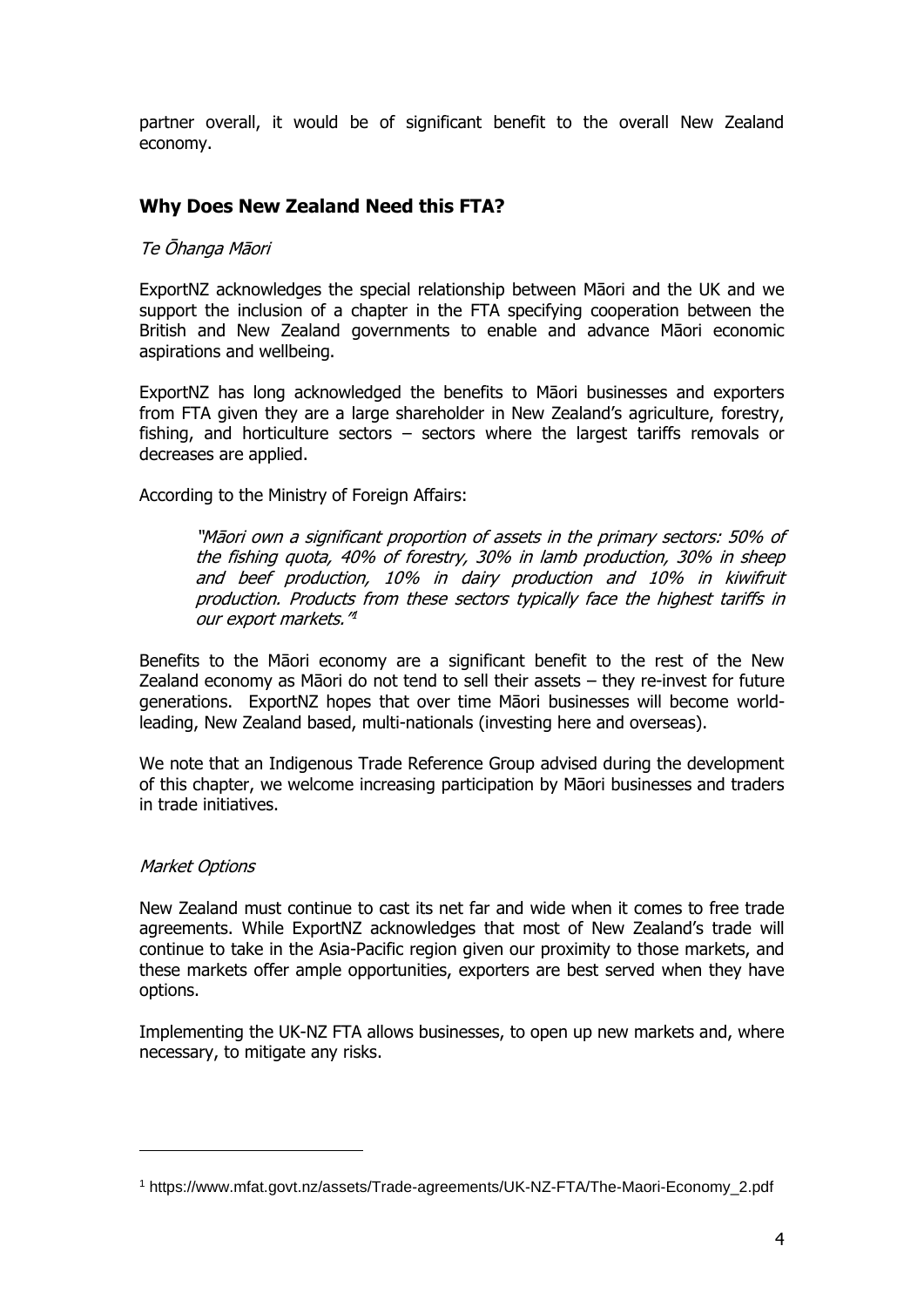partner overall, it would be of significant benefit to the overall New Zealand economy.

## Why Does New Zealand Need this FTA?

*Te Ōhanga Māori*

ExportNZ acknowledges the special relationship between Māori and the UK and we support the inclusion of a chapter in the FTA specifying cooperation between the British and New Zealand governments to enable and advance Māori economic aspirations and wellbeing.

ExportNZ has long acknowledged the benefits to Māori businesses and exporters from FTA given they are a large shareholder in New Zealand's agriculture, forestry, fishing, and horticulture sectors – sectors where the largest tariffs removals or decreases are applied.

According to the Ministry of Foreign Affairs:

> *"Māori own a significant proportion of assets in the primary sectors: 50% of the fishing quota, 40% of forestry, 30% in lamb production, 30% in sheep and beef production, 10% in dairy production and 10% in kiwifruit production. Products from these sectors typically face the highest tariffs in our export markets."*[1]

Benefits to the Māori economy are a significant benefit to the rest of the New Zealand economy as Māori do not tend to sell their assets – they re-invest for future generations. ExportNZ hopes that over time Māori businesses will become world-leading, New Zealand based, multi-nationals (investing here and overseas).

We note that an Indigenous Trade Reference Group advised during the development of this chapter, we welcome increasing participation by Māori businesses and traders in trade initiatives.

*Market Options*

New Zealand must continue to cast its net far and wide when it comes to free trade agreements. While ExportNZ acknowledges that most of New Zealand's trade will continue to take in the Asia-Pacific region given our proximity to those markets, and these markets offer ample opportunities, exporters are best served when they have options.

Implementing the UK-NZ FTA allows businesses, to open up new markets and, where necessary, to mitigate any risks.

---

[1] https://www.mfat.govt.nz/assets/Trade-agreements/UK-NZ-FTA/The-Maori-Economy_2.pdf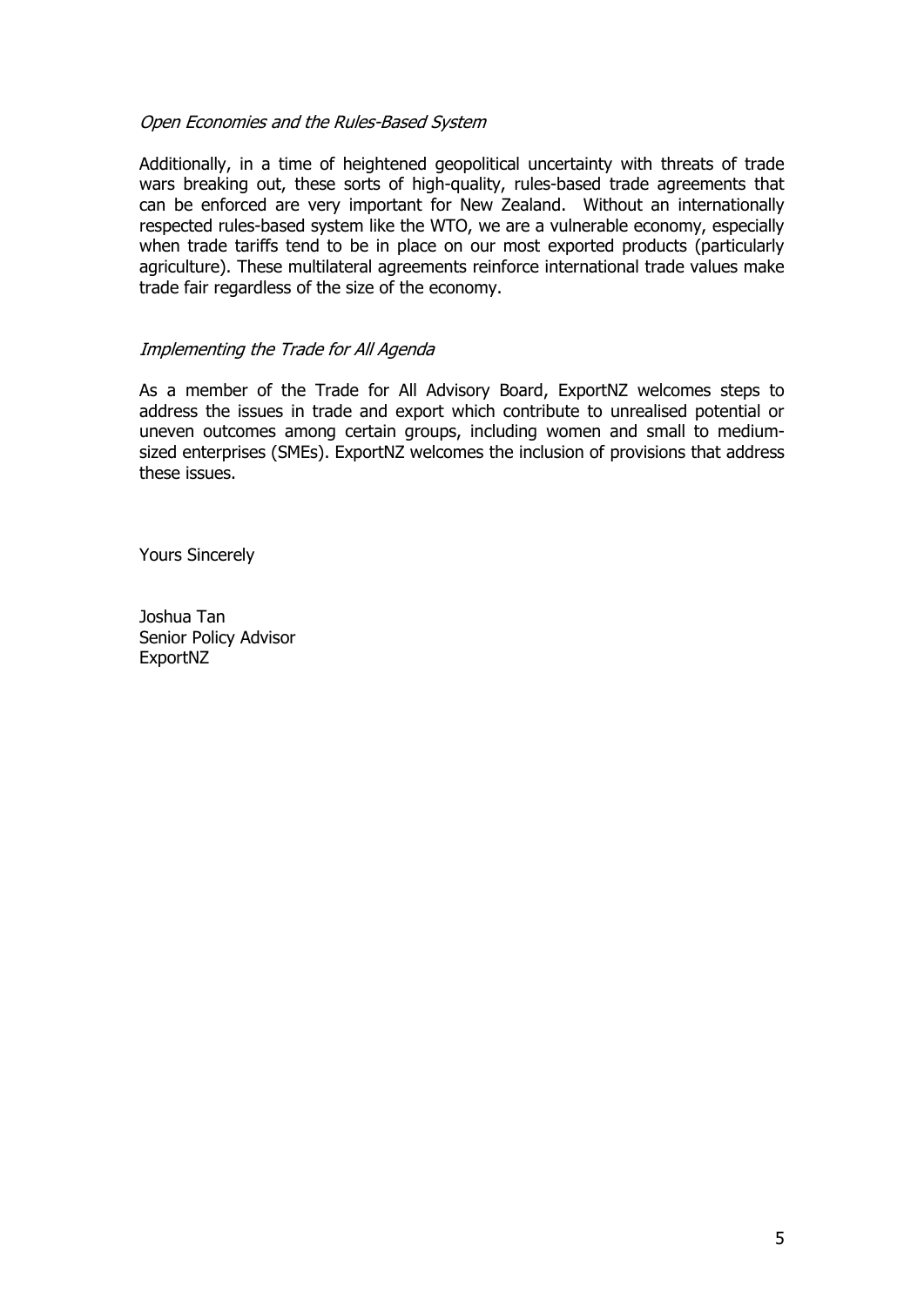*Open Economies and the Rules-Based System*

Additionally, in a time of heightened geopolitical uncertainty with threats of trade wars breaking out, these sorts of high-quality, rules-based trade agreements that can be enforced are very important for New Zealand. Without an internationally respected rules-based system like the WTO, we are a vulnerable economy, especially when trade tariffs tend to be in place on our most exported products (particularly agriculture). These multilateral agreements reinforce international trade values make trade fair regardless of the size of the economy.

*Implementing the Trade for All Agenda*

As a member of the Trade for All Advisory Board, ExportNZ welcomes steps to address the issues in trade and export which contribute to unrealised potential or uneven outcomes among certain groups, including women and small to medium-sized enterprises (SMEs). ExportNZ welcomes the inclusion of provisions that address these issues.

Yours Sincerely

Joshua Tan
Senior Policy Advisor
ExportNZ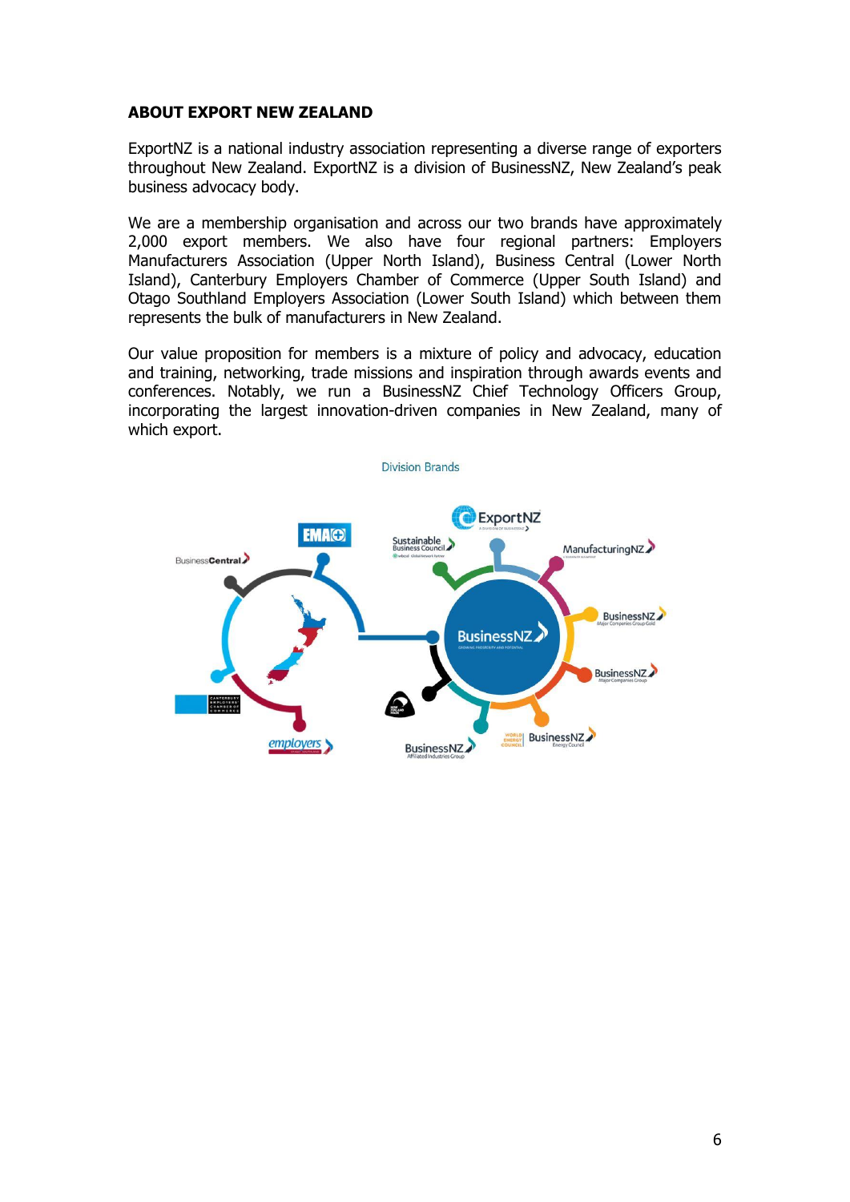## ABOUT EXPORT NEW ZEALAND

ExportNZ is a national industry association representing a diverse range of exporters throughout New Zealand. ExportNZ is a division of BusinessNZ, New Zealand's peak business advocacy body.

We are a membership organisation and across our two brands have approximately 2,000 export members. We also have four regional partners: Employers Manufacturers Association (Upper North Island), Business Central (Lower North Island), Canterbury Employers Chamber of Commerce (Upper South Island) and Otago Southland Employers Association (Lower South Island) which between them represents the bulk of manufacturers in New Zealand.

Our value proposition for members is a mixture of policy and advocacy, education and training, networking, trade missions and inspiration through awards events and conferences. Notably, we run a BusinessNZ Chief Technology Officers Group, incorporating the largest innovation-driven companies in New Zealand, many of which export.

Division Brands

EMA
BusinessCentral
employers
ExportNZ
Sustainable Business Council
ManufacturingNZ
BusinessNZ
BusinessNZ Major Companies Group Gold
BusinessNZ Major Companies Group
BusinessNZ Energy Council
BusinessNZ Affiliated Industries Group